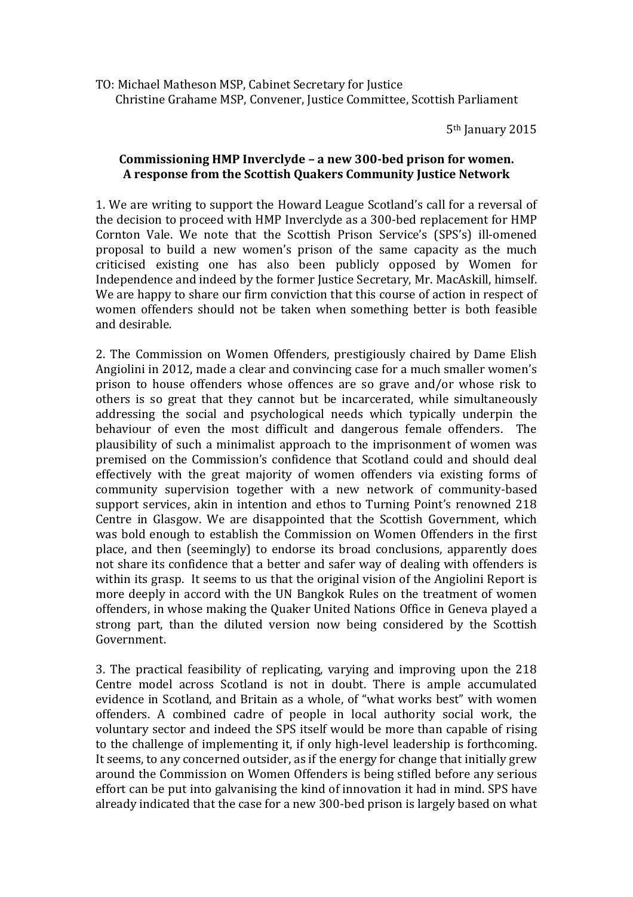TO: Michael Matheson MSP, Cabinet Secretary for Justice
Christine Grahame MSP, Convener, Justice Committee, Scottish Parliament

5th January 2015

**Commissioning HMP Inverclyde – a new 300-bed prison for women.**
**A response from the Scottish Quakers Community Justice Network**

1. We are writing to support the Howard League Scotland's call for a reversal of the decision to proceed with HMP Inverclyde as a 300-bed replacement for HMP Cornton Vale. We note that the Scottish Prison Service's (SPS's) ill-omened proposal to build a new women's prison of the same capacity as the much criticised existing one has also been publicly opposed by Women for Independence and indeed by the former Justice Secretary, Mr. MacAskill, himself. We are happy to share our firm conviction that this course of action in respect of women offenders should not be taken when something better is both feasible and desirable.

2. The Commission on Women Offenders, prestigiously chaired by Dame Elish Angiolini in 2012, made a clear and convincing case for a much smaller women's prison to house offenders whose offences are so grave and/or whose risk to others is so great that they cannot but be incarcerated, while simultaneously addressing the social and psychological needs which typically underpin the behaviour of even the most difficult and dangerous female offenders. The plausibility of such a minimalist approach to the imprisonment of women was premised on the Commission's confidence that Scotland could and should deal effectively with the great majority of women offenders via existing forms of community supervision together with a new network of community-based support services, akin in intention and ethos to Turning Point's renowned 218 Centre in Glasgow. We are disappointed that the Scottish Government, which was bold enough to establish the Commission on Women Offenders in the first place, and then (seemingly) to endorse its broad conclusions, apparently does not share its confidence that a better and safer way of dealing with offenders is within its grasp. It seems to us that the original vision of the Angiolini Report is more deeply in accord with the UN Bangkok Rules on the treatment of women offenders, in whose making the Quaker United Nations Office in Geneva played a strong part, than the diluted version now being considered by the Scottish Government.

3. The practical feasibility of replicating, varying and improving upon the 218 Centre model across Scotland is not in doubt. There is ample accumulated evidence in Scotland, and Britain as a whole, of "what works best" with women offenders. A combined cadre of people in local authority social work, the voluntary sector and indeed the SPS itself would be more than capable of rising to the challenge of implementing it, if only high-level leadership is forthcoming. It seems, to any concerned outsider, as if the energy for change that initially grew around the Commission on Women Offenders is being stifled before any serious effort can be put into galvanising the kind of innovation it had in mind. SPS have already indicated that the case for a new 300-bed prison is largely based on what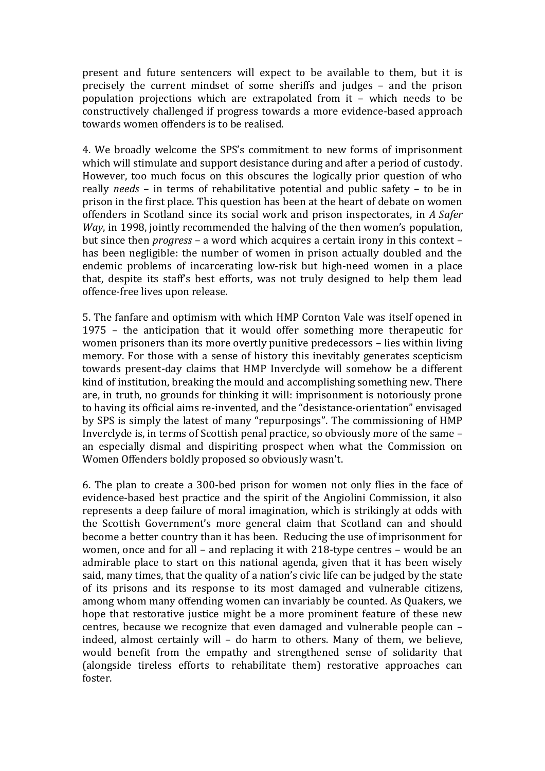present and future sentencers will expect to be available to them, but it is precisely the current mindset of some sheriffs and judges – and the prison population projections which are extrapolated from it – which needs to be constructively challenged if progress towards a more evidence-based approach towards women offenders is to be realised.

4. We broadly welcome the SPS's commitment to new forms of imprisonment which will stimulate and support desistance during and after a period of custody. However, too much focus on this obscures the logically prior question of who really *needs* – in terms of rehabilitative potential and public safety – to be in prison in the first place. This question has been at the heart of debate on women offenders in Scotland since its social work and prison inspectorates, in *A Safer Way*, in 1998, jointly recommended the halving of the then women's population, but since then *progress* – a word which acquires a certain irony in this context – has been negligible: the number of women in prison actually doubled and the endemic problems of incarcerating low-risk but high-need women in a place that, despite its staff's best efforts, was not truly designed to help them lead offence-free lives upon release.

5. The fanfare and optimism with which HMP Cornton Vale was itself opened in 1975 – the anticipation that it would offer something more therapeutic for women prisoners than its more overtly punitive predecessors – lies within living memory. For those with a sense of history this inevitably generates scepticism towards present-day claims that HMP Inverclyde will somehow be a different kind of institution, breaking the mould and accomplishing something new. There are, in truth, no grounds for thinking it will: imprisonment is notoriously prone to having its official aims re-invented, and the "desistance-orientation" envisaged by SPS is simply the latest of many "repurposings". The commissioning of HMP Inverclyde is, in terms of Scottish penal practice, so obviously more of the same – an especially dismal and dispiriting prospect when what the Commission on Women Offenders boldly proposed so obviously wasn't.

6. The plan to create a 300-bed prison for women not only flies in the face of evidence-based best practice and the spirit of the Angiolini Commission, it also represents a deep failure of moral imagination, which is strikingly at odds with the Scottish Government's more general claim that Scotland can and should become a better country than it has been. Reducing the use of imprisonment for women, once and for all – and replacing it with 218-type centres – would be an admirable place to start on this national agenda, given that it has been wisely said, many times, that the quality of a nation's civic life can be judged by the state of its prisons and its response to its most damaged and vulnerable citizens, among whom many offending women can invariably be counted. As Quakers, we hope that restorative justice might be a more prominent feature of these new centres, because we recognize that even damaged and vulnerable people can – indeed, almost certainly will – do harm to others. Many of them, we believe, would benefit from the empathy and strengthened sense of solidarity that (alongside tireless efforts to rehabilitate them) restorative approaches can foster.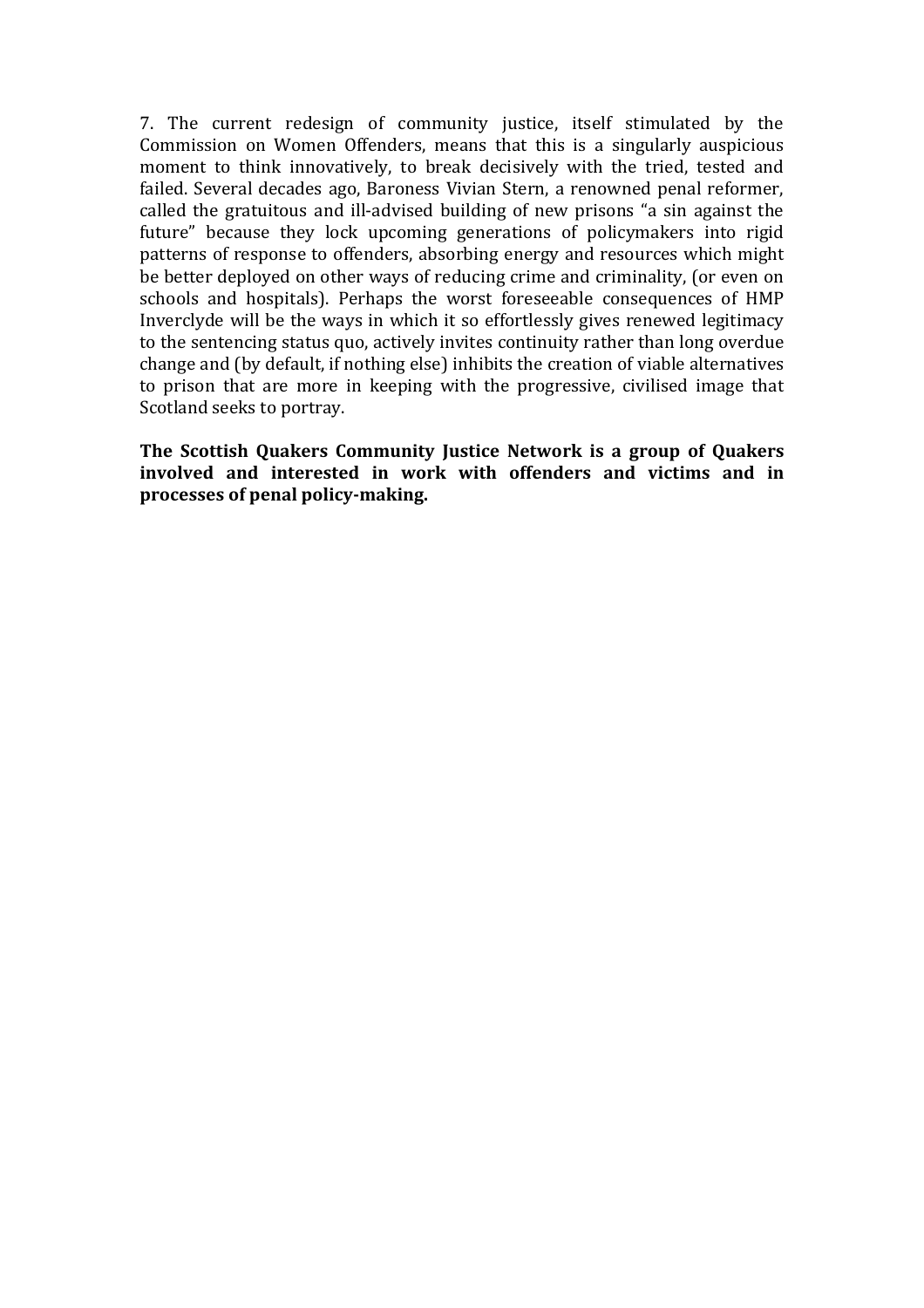7. The current redesign of community justice, itself stimulated by the Commission on Women Offenders, means that this is a singularly auspicious moment to think innovatively, to break decisively with the tried, tested and failed. Several decades ago, Baroness Vivian Stern, a renowned penal reformer, called the gratuitous and ill-advised building of new prisons "a sin against the future" because they lock upcoming generations of policymakers into rigid patterns of response to offenders, absorbing energy and resources which might be better deployed on other ways of reducing crime and criminality, (or even on schools and hospitals). Perhaps the worst foreseeable consequences of HMP Inverclyde will be the ways in which it so effortlessly gives renewed legitimacy to the sentencing status quo, actively invites continuity rather than long overdue change and (by default, if nothing else) inhibits the creation of viable alternatives to prison that are more in keeping with the progressive, civilised image that Scotland seeks to portray.

**The Scottish Quakers Community Justice Network is a group of Quakers involved and interested in work with offenders and victims and in processes of penal policy-making.**